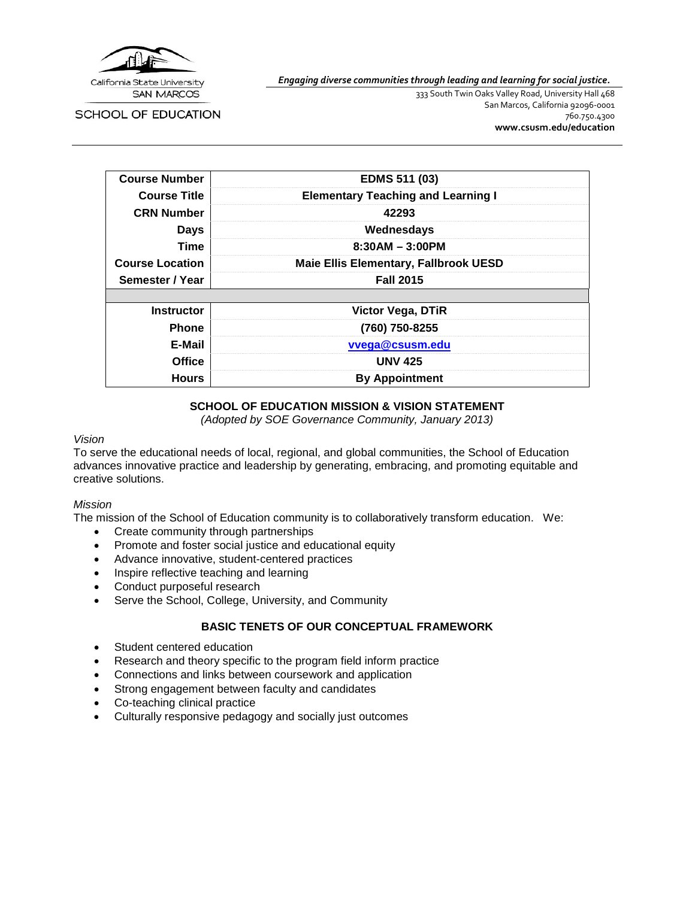California State University
SAN MARCOS

SCHOOL OF EDUCATION

*Engaging diverse communities through leading and learning for social justice.*

333 South Twin Oaks Valley Road, University Hall 468
San Marcos, California 92096-0001
760.750.4300
**www.csusm.edu/education**

| | |
|---|---|
| **Course Number** | **EDMS 511 (03)** |
| **Course Title** | **Elementary Teaching and Learning I** |
| **CRN Number** | **42293** |
| **Days** | **Wednesdays** |
| **Time** | **8:30AM – 3:00PM** |
| **Course Location** | **Maie Ellis Elementary, Fallbrook UESD** |
| **Semester / Year** | **Fall 2015** |
| | |
| **Instructor** | **Victor Vega, DTiR** |
| **Phone** | **(760) 750-8255** |
| **E-Mail** | **vvega@csusm.edu** |
| **Office** | **UNV 425** |
| **Hours** | **By Appointment** |

## SCHOOL OF EDUCATION MISSION & VISION STATEMENT

*(Adopted by SOE Governance Community, January 2013)*

*Vision*

To serve the educational needs of local, regional, and global communities, the School of Education advances innovative practice and leadership by generating, embracing, and promoting equitable and creative solutions.

*Mission*

The mission of the School of Education community is to collaboratively transform education. We:

- Create community through partnerships
- Promote and foster social justice and educational equity
- Advance innovative, student-centered practices
- Inspire reflective teaching and learning
- Conduct purposeful research
- Serve the School, College, University, and Community

## BASIC TENETS OF OUR CONCEPTUAL FRAMEWORK

- Student centered education
- Research and theory specific to the program field inform practice
- Connections and links between coursework and application
- Strong engagement between faculty and candidates
- Co-teaching clinical practice
- Culturally responsive pedagogy and socially just outcomes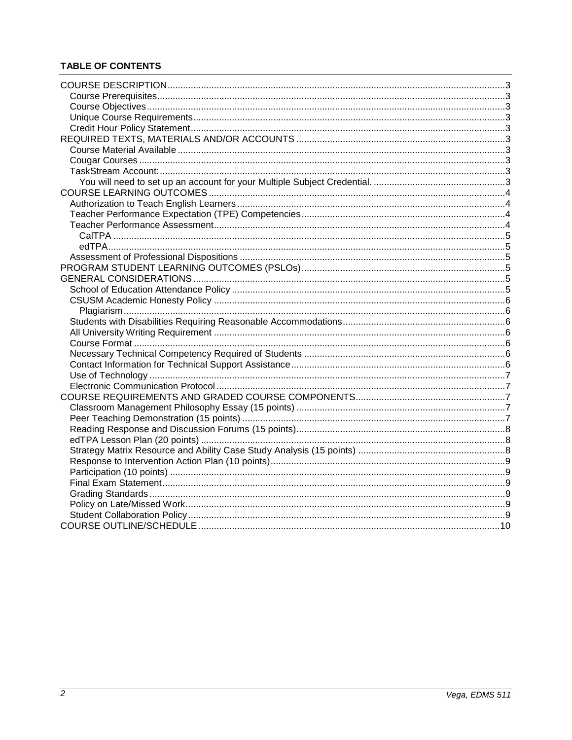**TABLE OF CONTENTS**

- COURSE DESCRIPTION ... 3
  - Course Prerequisites ... 3
  - Course Objectives ... 3
  - Unique Course Requirements ... 3
  - Credit Hour Policy Statement ... 3
- REQUIRED TEXTS, MATERIALS AND/OR ACCOUNTS ... 3
  - Course Material Available ... 3
  - Cougar Courses ... 3
  - TaskStream Account: ... 3
    - You will need to set up an account for your Multiple Subject Credential. ... 3
- COURSE LEARNING OUTCOMES ... 4
  - Authorization to Teach English Learners ... 4
  - Teacher Performance Expectation (TPE) Competencies ... 4
  - Teacher Performance Assessment ... 4
    - CalTPA ... 5
    - edTPA ... 5
  - Assessment of Professional Dispositions ... 5
- PROGRAM STUDENT LEARNING OUTCOMES (PSLOs) ... 5
- GENERAL CONSIDERATIONS ... 5
  - School of Education Attendance Policy ... 5
  - CSUSM Academic Honesty Policy ... 6
    - Plagiarism ... 6
  - Students with Disabilities Requiring Reasonable Accommodations ... 6
  - All University Writing Requirement ... 6
  - Course Format ... 6
  - Necessary Technical Competency Required of Students ... 6
  - Contact Information for Technical Support Assistance ... 6
  - Use of Technology ... 7
  - Electronic Communication Protocol ... 7
- COURSE REQUIREMENTS AND GRADED COURSE COMPONENTS ... 7
  - Classroom Management Philosophy Essay (15 points) ... 7
  - Peer Teaching Demonstration (15 points) ... 7
  - Reading Response and Discussion Forums (15 points) ... 8
  - edTPA Lesson Plan (20 points) ... 8
  - Strategy Matrix Resource and Ability Case Study Analysis (15 points) ... 8
  - Response to Intervention Action Plan (10 points) ... 9
  - Participation (10 points) ... 9
  - Final Exam Statement ... 9
  - Grading Standards ... 9
  - Policy on Late/Missed Work ... 9
  - Student Collaboration Policy ... 9
- COURSE OUTLINE/SCHEDULE ... 10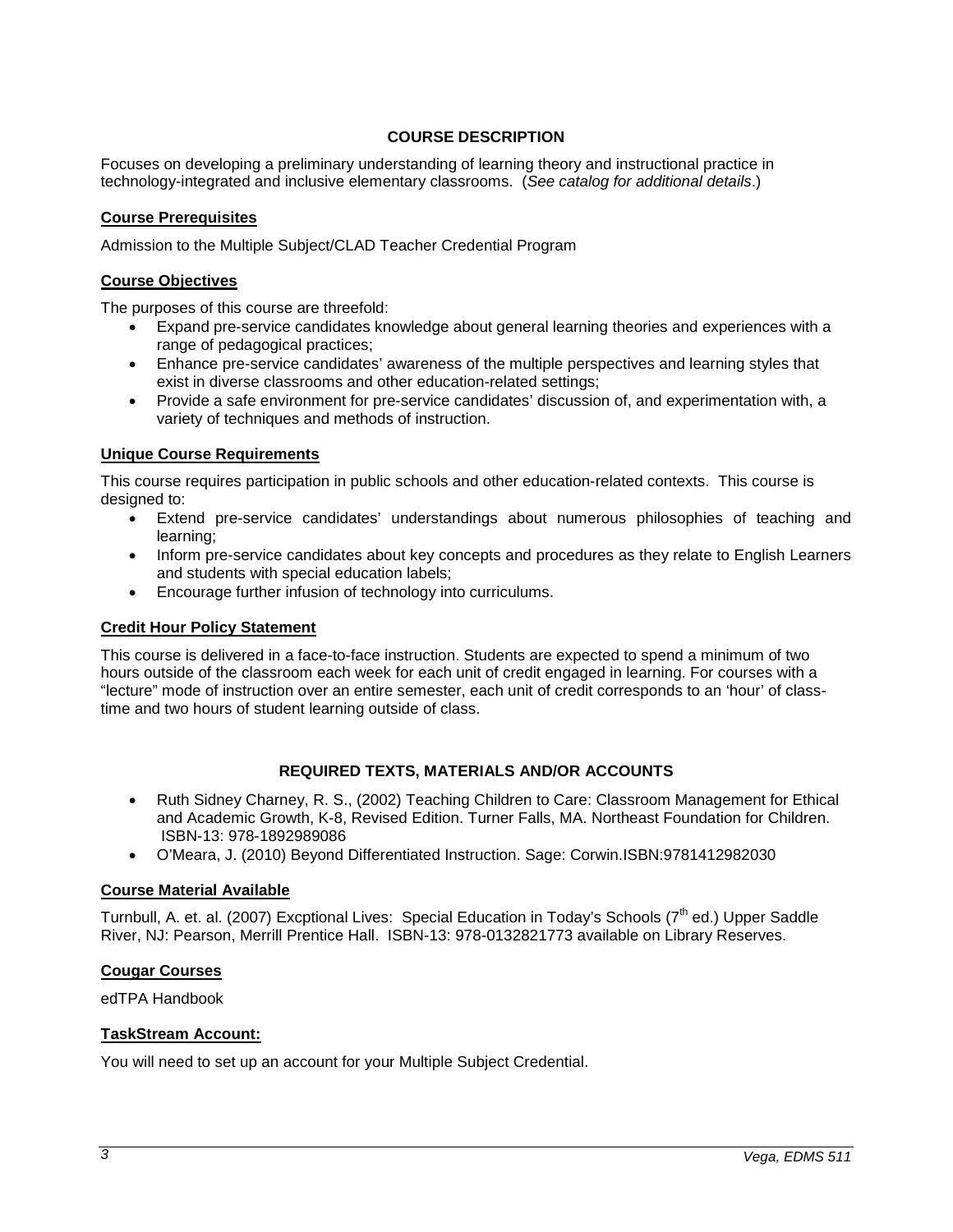## COURSE DESCRIPTION

Focuses on developing a preliminary understanding of learning theory and instructional practice in technology-integrated and inclusive elementary classrooms. (*See catalog for additional details*.)

### Course Prerequisites

Admission to the Multiple Subject/CLAD Teacher Credential Program

### Course Objectives

The purposes of this course are threefold:

- Expand pre-service candidates knowledge about general learning theories and experiences with a range of pedagogical practices;
- Enhance pre-service candidates' awareness of the multiple perspectives and learning styles that exist in diverse classrooms and other education-related settings;
- Provide a safe environment for pre-service candidates' discussion of, and experimentation with, a variety of techniques and methods of instruction.

### Unique Course Requirements

This course requires participation in public schools and other education-related contexts. This course is designed to:

- Extend pre-service candidates' understandings about numerous philosophies of teaching and learning;
- Inform pre-service candidates about key concepts and procedures as they relate to English Learners and students with special education labels;
- Encourage further infusion of technology into curriculums.

### Credit Hour Policy Statement

This course is delivered in a face-to-face instruction. Students are expected to spend a minimum of two hours outside of the classroom each week for each unit of credit engaged in learning. For courses with a "lecture" mode of instruction over an entire semester, each unit of credit corresponds to an 'hour' of class-time and two hours of student learning outside of class.

## REQUIRED TEXTS, MATERIALS AND/OR ACCOUNTS

- Ruth Sidney Charney, R. S., (2002) Teaching Children to Care: Classroom Management for Ethical and Academic Growth, K-8, Revised Edition. Turner Falls, MA. Northeast Foundation for Children. ISBN-13: 978-1892989086
- O'Meara, J. (2010) Beyond Differentiated Instruction. Sage: Corwin.ISBN:9781412982030

### Course Material Available

Turnbull, A. et. al. (2007) Excptional Lives: Special Education in Today's Schools (7th ed.) Upper Saddle River, NJ: Pearson, Merrill Prentice Hall. ISBN-13: 978-0132821773 available on Library Reserves.

### Cougar Courses

edTPA Handbook

### TaskStream Account:

You will need to set up an account for your Multiple Subject Credential.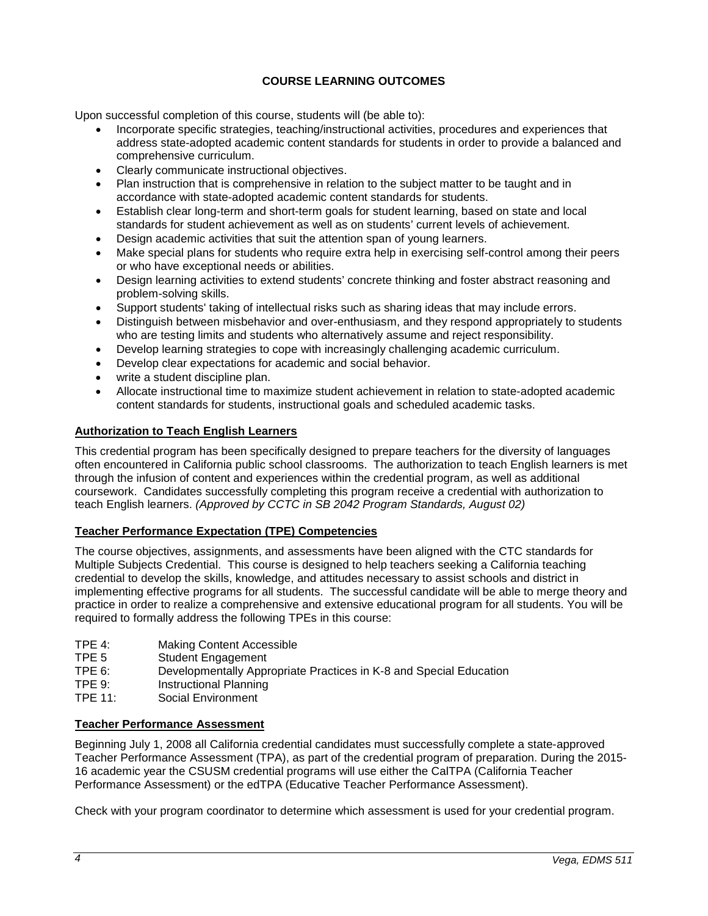## COURSE LEARNING OUTCOMES

Upon successful completion of this course, students will (be able to):

- Incorporate specific strategies, teaching/instructional activities, procedures and experiences that address state-adopted academic content standards for students in order to provide a balanced and comprehensive curriculum.
- Clearly communicate instructional objectives.
- Plan instruction that is comprehensive in relation to the subject matter to be taught and in accordance with state-adopted academic content standards for students.
- Establish clear long-term and short-term goals for student learning, based on state and local standards for student achievement as well as on students' current levels of achievement.
- Design academic activities that suit the attention span of young learners.
- Make special plans for students who require extra help in exercising self-control among their peers or who have exceptional needs or abilities.
- Design learning activities to extend students' concrete thinking and foster abstract reasoning and problem-solving skills.
- Support students' taking of intellectual risks such as sharing ideas that may include errors.
- Distinguish between misbehavior and over-enthusiasm, and they respond appropriately to students who are testing limits and students who alternatively assume and reject responsibility.
- Develop learning strategies to cope with increasingly challenging academic curriculum.
- Develop clear expectations for academic and social behavior.
- write a student discipline plan.
- Allocate instructional time to maximize student achievement in relation to state-adopted academic content standards for students, instructional goals and scheduled academic tasks.

### Authorization to Teach English Learners

This credential program has been specifically designed to prepare teachers for the diversity of languages often encountered in California public school classrooms. The authorization to teach English learners is met through the infusion of content and experiences within the credential program, as well as additional coursework. Candidates successfully completing this program receive a credential with authorization to teach English learners. *(Approved by CCTC in SB 2042 Program Standards, August 02)*

### Teacher Performance Expectation (TPE) Competencies

The course objectives, assignments, and assessments have been aligned with the CTC standards for Multiple Subjects Credential. This course is designed to help teachers seeking a California teaching credential to develop the skills, knowledge, and attitudes necessary to assist schools and district in implementing effective programs for all students. The successful candidate will be able to merge theory and practice in order to realize a comprehensive and extensive educational program for all students. You will be required to formally address the following TPEs in this course:

TPE 4: Making Content Accessible
TPE 5 Student Engagement
TPE 6: Developmentally Appropriate Practices in K-8 and Special Education
TPE 9: Instructional Planning
TPE 11: Social Environment

### Teacher Performance Assessment

Beginning July 1, 2008 all California credential candidates must successfully complete a state-approved Teacher Performance Assessment (TPA), as part of the credential program of preparation. During the 2015-16 academic year the CSUSM credential programs will use either the CalTPA (California Teacher Performance Assessment) or the edTPA (Educative Teacher Performance Assessment).

Check with your program coordinator to determine which assessment is used for your credential program.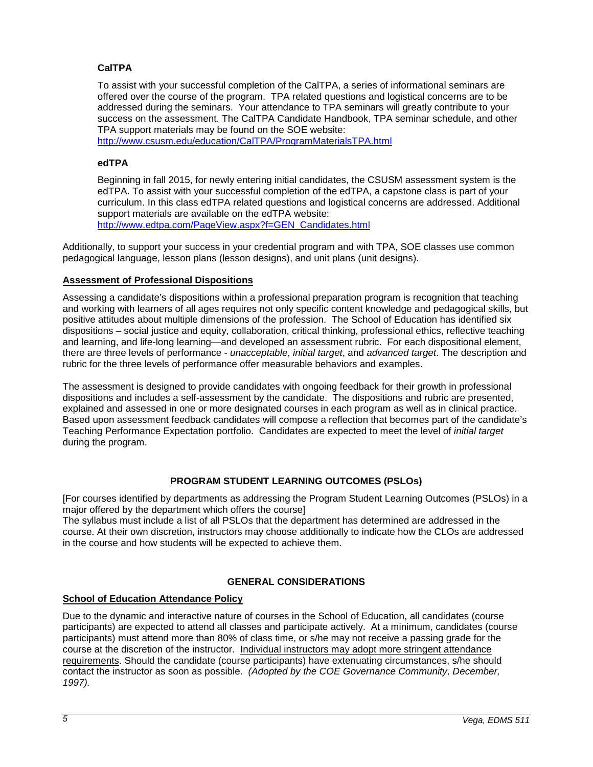### CalTPA

To assist with your successful completion of the CalTPA, a series of informational seminars are offered over the course of the program. TPA related questions and logistical concerns are to be addressed during the seminars. Your attendance to TPA seminars will greatly contribute to your success on the assessment. The CalTPA Candidate Handbook, TPA seminar schedule, and other TPA support materials may be found on the SOE website: http://www.csusm.edu/education/CalTPA/ProgramMaterialsTPA.html

### edTPA

Beginning in fall 2015, for newly entering initial candidates, the CSUSM assessment system is the edTPA. To assist with your successful completion of the edTPA, a capstone class is part of your curriculum. In this class edTPA related questions and logistical concerns are addressed. Additional support materials are available on the edTPA website: http://www.edtpa.com/PageView.aspx?f=GEN_Candidates.html

Additionally, to support your success in your credential program and with TPA, SOE classes use common pedagogical language, lesson plans (lesson designs), and unit plans (unit designs).

### Assessment of Professional Dispositions

Assessing a candidate's dispositions within a professional preparation program is recognition that teaching and working with learners of all ages requires not only specific content knowledge and pedagogical skills, but positive attitudes about multiple dimensions of the profession. The School of Education has identified six dispositions – social justice and equity, collaboration, critical thinking, professional ethics, reflective teaching and learning, and life-long learning—and developed an assessment rubric. For each dispositional element, there are three levels of performance - *unacceptable*, *initial target*, and *advanced target*. The description and rubric for the three levels of performance offer measurable behaviors and examples.

The assessment is designed to provide candidates with ongoing feedback for their growth in professional dispositions and includes a self-assessment by the candidate. The dispositions and rubric are presented, explained and assessed in one or more designated courses in each program as well as in clinical practice. Based upon assessment feedback candidates will compose a reflection that becomes part of the candidate's Teaching Performance Expectation portfolio. Candidates are expected to meet the level of *initial target* during the program.

## PROGRAM STUDENT LEARNING OUTCOMES (PSLOs)

[For courses identified by departments as addressing the Program Student Learning Outcomes (PSLOs) in a major offered by the department which offers the course]
The syllabus must include a list of all PSLOs that the department has determined are addressed in the course. At their own discretion, instructors may choose additionally to indicate how the CLOs are addressed in the course and how students will be expected to achieve them.

## GENERAL CONSIDERATIONS

### School of Education Attendance Policy

Due to the dynamic and interactive nature of courses in the School of Education, all candidates (course participants) are expected to attend all classes and participate actively. At a minimum, candidates (course participants) must attend more than 80% of class time, or s/he may not receive a passing grade for the course at the discretion of the instructor. Individual instructors may adopt more stringent attendance requirements. Should the candidate (course participants) have extenuating circumstances, s/he should contact the instructor as soon as possible. *(Adopted by the COE Governance Community, December, 1997).*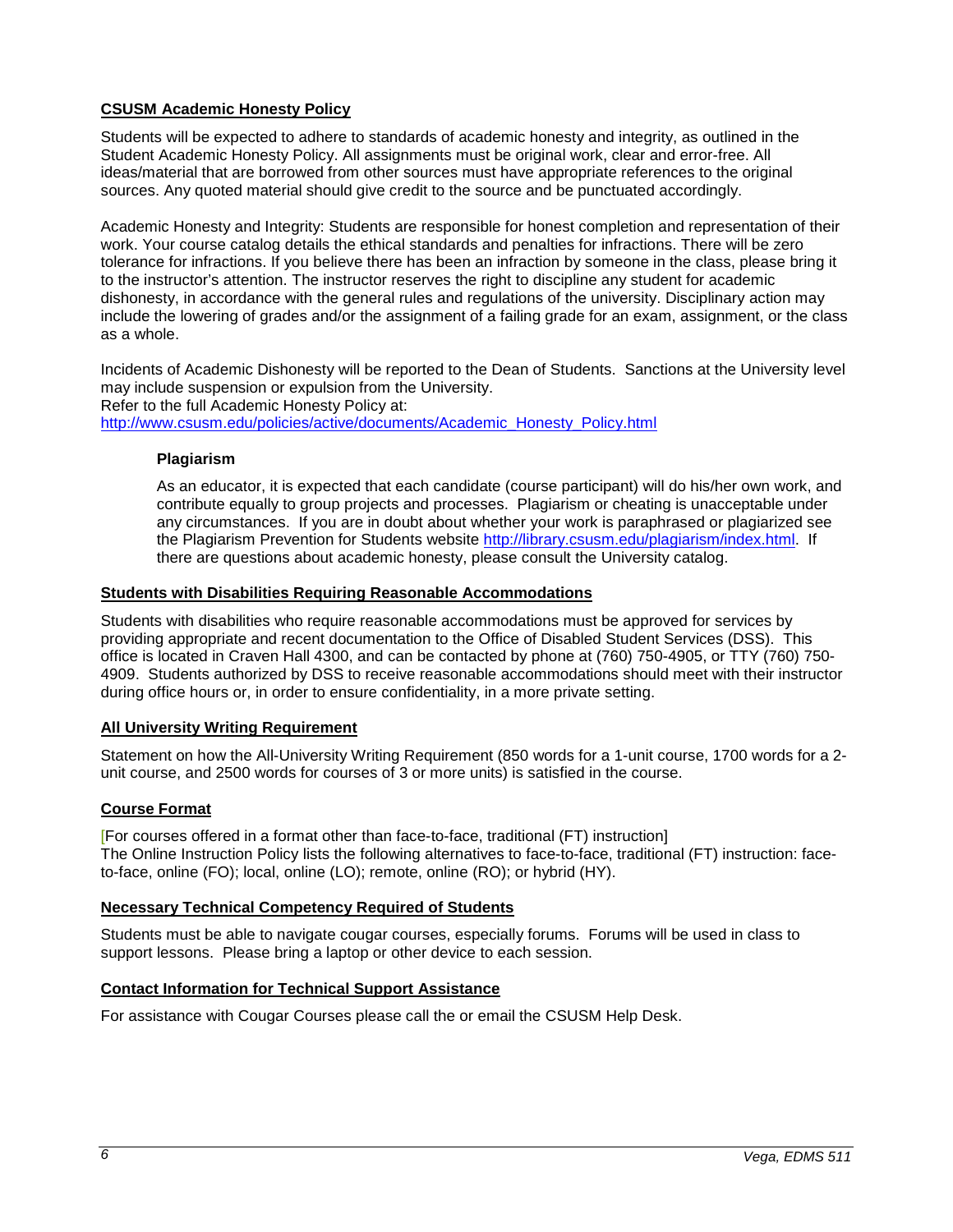## CSUSM Academic Honesty Policy

Students will be expected to adhere to standards of academic honesty and integrity, as outlined in the Student Academic Honesty Policy. All assignments must be original work, clear and error-free. All ideas/material that are borrowed from other sources must have appropriate references to the original sources. Any quoted material should give credit to the source and be punctuated accordingly.

Academic Honesty and Integrity: Students are responsible for honest completion and representation of their work. Your course catalog details the ethical standards and penalties for infractions. There will be zero tolerance for infractions. If you believe there has been an infraction by someone in the class, please bring it to the instructor's attention. The instructor reserves the right to discipline any student for academic dishonesty, in accordance with the general rules and regulations of the university. Disciplinary action may include the lowering of grades and/or the assignment of a failing grade for an exam, assignment, or the class as a whole.

Incidents of Academic Dishonesty will be reported to the Dean of Students. Sanctions at the University level may include suspension or expulsion from the University.
Refer to the full Academic Honesty Policy at: http://www.csusm.edu/policies/active/documents/Academic_Honesty_Policy.html

### Plagiarism

As an educator, it is expected that each candidate (course participant) will do his/her own work, and contribute equally to group projects and processes. Plagiarism or cheating is unacceptable under any circumstances. If you are in doubt about whether your work is paraphrased or plagiarized see the Plagiarism Prevention for Students website http://library.csusm.edu/plagiarism/index.html. If there are questions about academic honesty, please consult the University catalog.

## Students with Disabilities Requiring Reasonable Accommodations

Students with disabilities who require reasonable accommodations must be approved for services by providing appropriate and recent documentation to the Office of Disabled Student Services (DSS). This office is located in Craven Hall 4300, and can be contacted by phone at (760) 750-4905, or TTY (760) 750-4909. Students authorized by DSS to receive reasonable accommodations should meet with their instructor during office hours or, in order to ensure confidentiality, in a more private setting.

## All University Writing Requirement

Statement on how the All-University Writing Requirement (850 words for a 1-unit course, 1700 words for a 2-unit course, and 2500 words for courses of 3 or more units) is satisfied in the course.

## Course Format

[For courses offered in a format other than face-to-face, traditional (FT) instruction]
The Online Instruction Policy lists the following alternatives to face-to-face, traditional (FT) instruction: face-to-face, online (FO); local, online (LO); remote, online (RO); or hybrid (HY).

## Necessary Technical Competency Required of Students

Students must be able to navigate cougar courses, especially forums. Forums will be used in class to support lessons. Please bring a laptop or other device to each session.

## Contact Information for Technical Support Assistance

For assistance with Cougar Courses please call the or email the CSUSM Help Desk.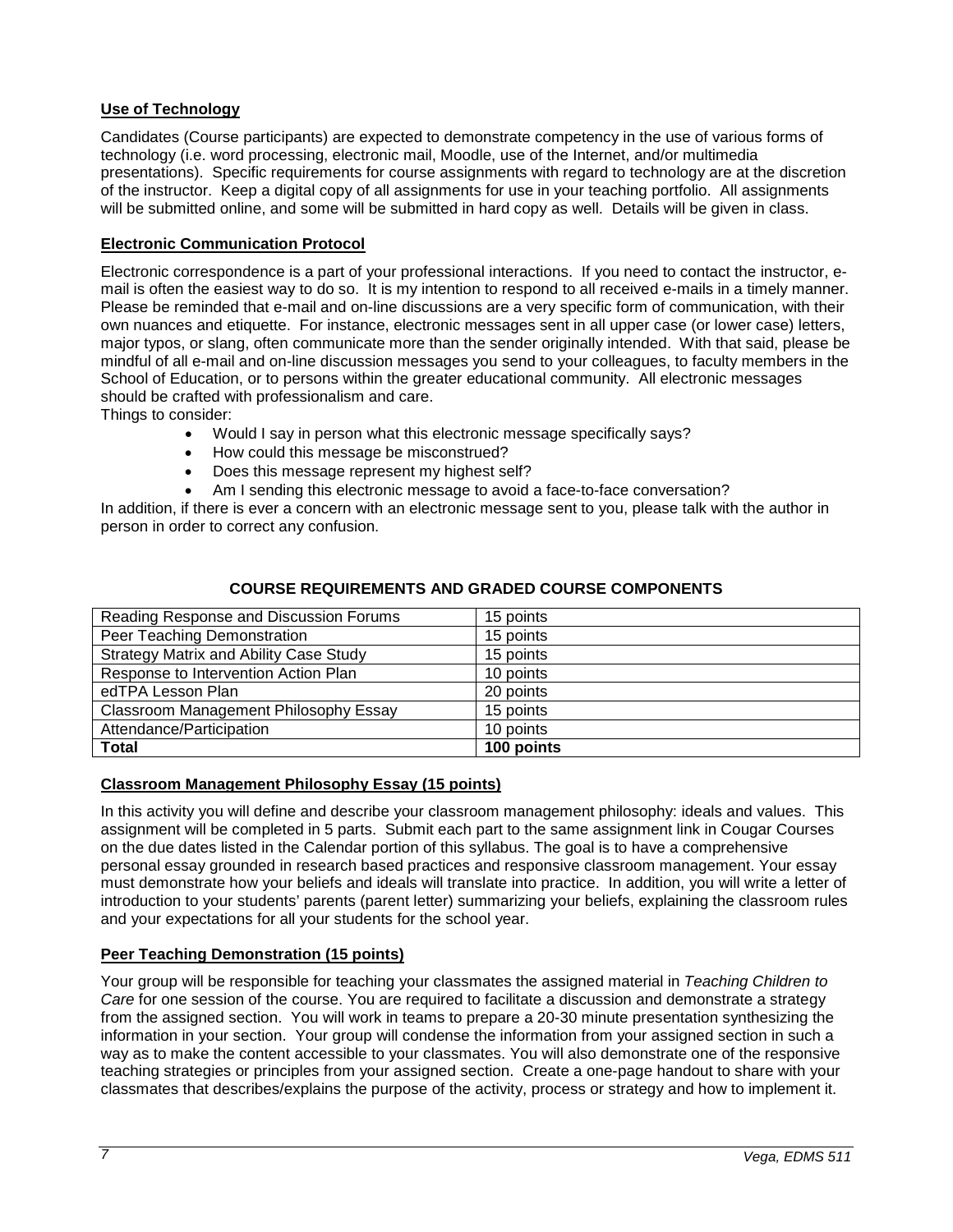**Use of Technology**

Candidates (Course participants) are expected to demonstrate competency in the use of various forms of technology (i.e. word processing, electronic mail, Moodle, use of the Internet, and/or multimedia presentations). Specific requirements for course assignments with regard to technology are at the discretion of the instructor. Keep a digital copy of all assignments for use in your teaching portfolio. All assignments will be submitted online, and some will be submitted in hard copy as well. Details will be given in class.

**Electronic Communication Protocol**

Electronic correspondence is a part of your professional interactions. If you need to contact the instructor, e-mail is often the easiest way to do so. It is my intention to respond to all received e-mails in a timely manner. Please be reminded that e-mail and on-line discussions are a very specific form of communication, with their own nuances and etiquette. For instance, electronic messages sent in all upper case (or lower case) letters, major typos, or slang, often communicate more than the sender originally intended. With that said, please be mindful of all e-mail and on-line discussion messages you send to your colleagues, to faculty members in the School of Education, or to persons within the greater educational community. All electronic messages should be crafted with professionalism and care.

Things to consider:

- Would I say in person what this electronic message specifically says?
- How could this message be misconstrued?
- Does this message represent my highest self?
- Am I sending this electronic message to avoid a face-to-face conversation?

In addition, if there is ever a concern with an electronic message sent to you, please talk with the author in person in order to correct any confusion.

## COURSE REQUIREMENTS AND GRADED COURSE COMPONENTS

| Component | Points |
|---|---|
| Reading Response and Discussion Forums | 15 points |
| Peer Teaching Demonstration | 15 points |
| Strategy Matrix and Ability Case Study | 15 points |
| Response to Intervention Action Plan | 10 points |
| edTPA Lesson Plan | 20 points |
| Classroom Management Philosophy Essay | 15 points |
| Attendance/Participation | 10 points |
| **Total** | **100 points** |

**Classroom Management Philosophy Essay (15 points)**

In this activity you will define and describe your classroom management philosophy: ideals and values. This assignment will be completed in 5 parts. Submit each part to the same assignment link in Cougar Courses on the due dates listed in the Calendar portion of this syllabus. The goal is to have a comprehensive personal essay grounded in research based practices and responsive classroom management. Your essay must demonstrate how your beliefs and ideals will translate into practice. In addition, you will write a letter of introduction to your students' parents (parent letter) summarizing your beliefs, explaining the classroom rules and your expectations for all your students for the school year.

**Peer Teaching Demonstration (15 points)**

Your group will be responsible for teaching your classmates the assigned material in *Teaching Children to Care* for one session of the course. You are required to facilitate a discussion and demonstrate a strategy from the assigned section. You will work in teams to prepare a 20-30 minute presentation synthesizing the information in your section. Your group will condense the information from your assigned section in such a way as to make the content accessible to your classmates. You will also demonstrate one of the responsive teaching strategies or principles from your assigned section. Create a one-page handout to share with your classmates that describes/explains the purpose of the activity, process or strategy and how to implement it.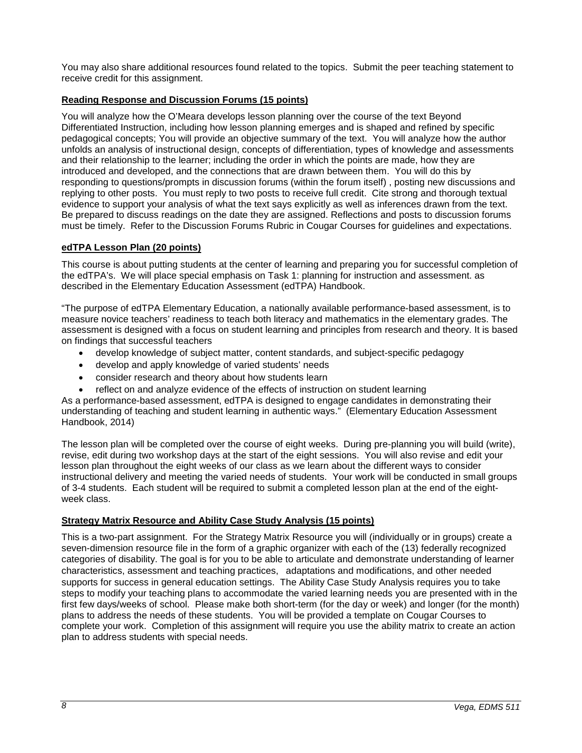You may also share additional resources found related to the topics. Submit the peer teaching statement to receive credit for this assignment.

### Reading Response and Discussion Forums (15 points)

You will analyze how the O'Meara develops lesson planning over the course of the text Beyond Differentiated Instruction, including how lesson planning emerges and is shaped and refined by specific pedagogical concepts; You will provide an objective summary of the text. You will analyze how the author unfolds an analysis of instructional design, concepts of differentiation, types of knowledge and assessments and their relationship to the learner; including the order in which the points are made, how they are introduced and developed, and the connections that are drawn between them. You will do this by responding to questions/prompts in discussion forums (within the forum itself) , posting new discussions and replying to other posts. You must reply to two posts to receive full credit. Cite strong and thorough textual evidence to support your analysis of what the text says explicitly as well as inferences drawn from the text. Be prepared to discuss readings on the date they are assigned. Reflections and posts to discussion forums must be timely. Refer to the Discussion Forums Rubric in Cougar Courses for guidelines and expectations.

### edTPA Lesson Plan (20 points)

This course is about putting students at the center of learning and preparing you for successful completion of the edTPA's. We will place special emphasis on Task 1: planning for instruction and assessment. as described in the Elementary Education Assessment (edTPA) Handbook.

"The purpose of edTPA Elementary Education, a nationally available performance-based assessment, is to measure novice teachers' readiness to teach both literacy and mathematics in the elementary grades. The assessment is designed with a focus on student learning and principles from research and theory. It is based on findings that successful teachers

- develop knowledge of subject matter, content standards, and subject-specific pedagogy
- develop and apply knowledge of varied students' needs
- consider research and theory about how students learn
- reflect on and analyze evidence of the effects of instruction on student learning

As a performance-based assessment, edTPA is designed to engage candidates in demonstrating their understanding of teaching and student learning in authentic ways." (Elementary Education Assessment Handbook, 2014)

The lesson plan will be completed over the course of eight weeks. During pre-planning you will build (write), revise, edit during two workshop days at the start of the eight sessions. You will also revise and edit your lesson plan throughout the eight weeks of our class as we learn about the different ways to consider instructional delivery and meeting the varied needs of students. Your work will be conducted in small groups of 3-4 students. Each student will be required to submit a completed lesson plan at the end of the eight-week class.

### Strategy Matrix Resource and Ability Case Study Analysis (15 points)

This is a two-part assignment. For the Strategy Matrix Resource you will (individually or in groups) create a seven-dimension resource file in the form of a graphic organizer with each of the (13) federally recognized categories of disability. The goal is for you to be able to articulate and demonstrate understanding of learner characteristics, assessment and teaching practices, adaptations and modifications, and other needed supports for success in general education settings. The Ability Case Study Analysis requires you to take steps to modify your teaching plans to accommodate the varied learning needs you are presented with in the first few days/weeks of school. Please make both short-term (for the day or week) and longer (for the month) plans to address the needs of these students. You will be provided a template on Cougar Courses to complete your work. Completion of this assignment will require you use the ability matrix to create an action plan to address students with special needs.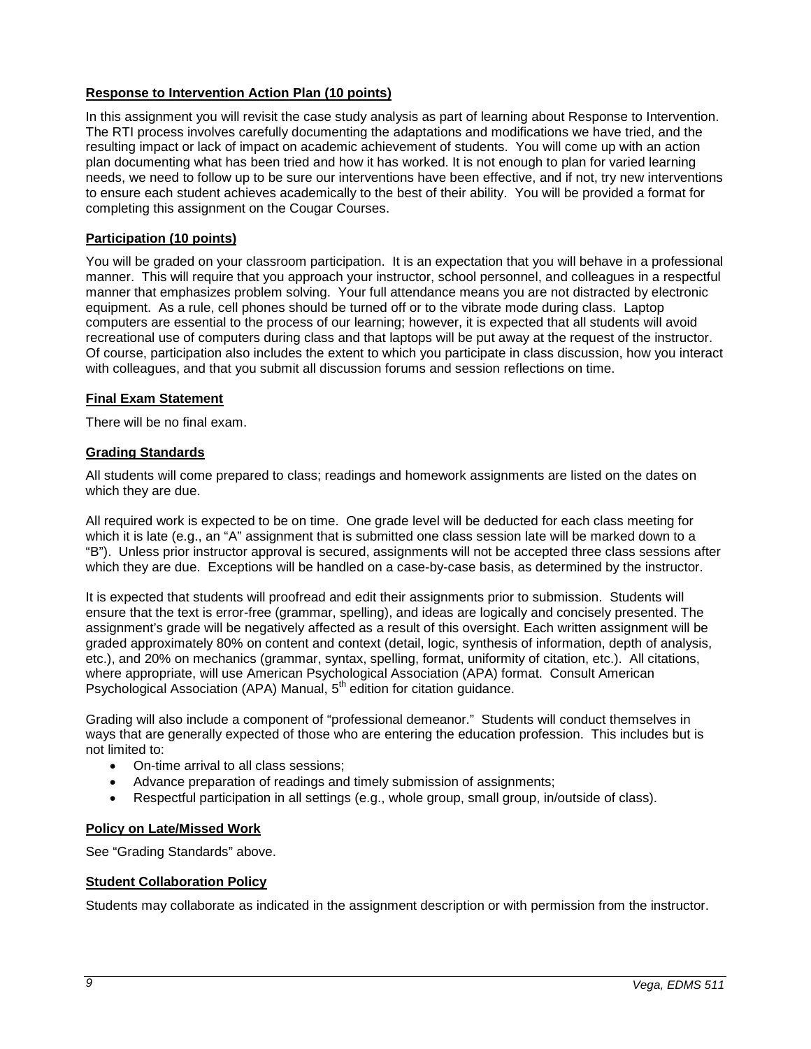**Response to Intervention Action Plan (10 points)**

In this assignment you will revisit the case study analysis as part of learning about Response to Intervention. The RTI process involves carefully documenting the adaptations and modifications we have tried, and the resulting impact or lack of impact on academic achievement of students. You will come up with an action plan documenting what has been tried and how it has worked. It is not enough to plan for varied learning needs, we need to follow up to be sure our interventions have been effective, and if not, try new interventions to ensure each student achieves academically to the best of their ability. You will be provided a format for completing this assignment on the Cougar Courses.

**Participation (10 points)**

You will be graded on your classroom participation. It is an expectation that you will behave in a professional manner. This will require that you approach your instructor, school personnel, and colleagues in a respectful manner that emphasizes problem solving. Your full attendance means you are not distracted by electronic equipment. As a rule, cell phones should be turned off or to the vibrate mode during class. Laptop computers are essential to the process of our learning; however, it is expected that all students will avoid recreational use of computers during class and that laptops will be put away at the request of the instructor. Of course, participation also includes the extent to which you participate in class discussion, how you interact with colleagues, and that you submit all discussion forums and session reflections on time.

**Final Exam Statement**

There will be no final exam.

**Grading Standards**

All students will come prepared to class; readings and homework assignments are listed on the dates on which they are due.

All required work is expected to be on time. One grade level will be deducted for each class meeting for which it is late (e.g., an "A" assignment that is submitted one class session late will be marked down to a "B"). Unless prior instructor approval is secured, assignments will not be accepted three class sessions after which they are due. Exceptions will be handled on a case-by-case basis, as determined by the instructor.

It is expected that students will proofread and edit their assignments prior to submission. Students will ensure that the text is error-free (grammar, spelling), and ideas are logically and concisely presented. The assignment's grade will be negatively affected as a result of this oversight. Each written assignment will be graded approximately 80% on content and context (detail, logic, synthesis of information, depth of analysis, etc.), and 20% on mechanics (grammar, syntax, spelling, format, uniformity of citation, etc.). All citations, where appropriate, will use American Psychological Association (APA) format. Consult American Psychological Association (APA) Manual, 5th edition for citation guidance.

Grading will also include a component of "professional demeanor." Students will conduct themselves in ways that are generally expected of those who are entering the education profession. This includes but is not limited to:

- On-time arrival to all class sessions;
- Advance preparation of readings and timely submission of assignments;
- Respectful participation in all settings (e.g., whole group, small group, in/outside of class).

**Policy on Late/Missed Work**

See "Grading Standards" above.

**Student Collaboration Policy**

Students may collaborate as indicated in the assignment description or with permission from the instructor.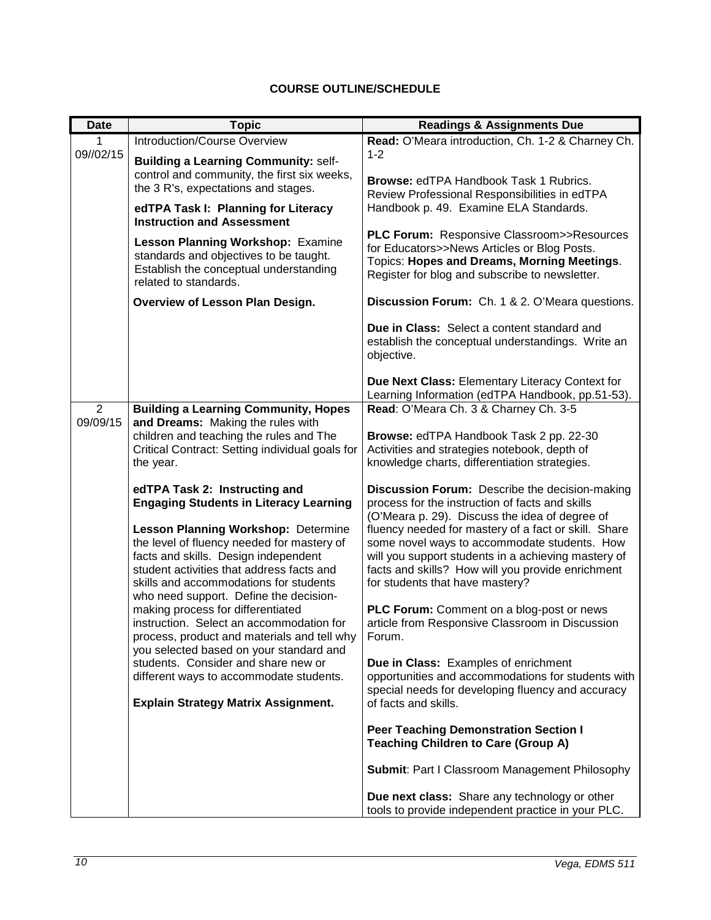## COURSE OUTLINE/SCHEDULE

| Date | Topic | Readings & Assignments Due |
|---|---|---|
| 1 09//02/15 | Introduction/Course Overview<br><br>**Building a Learning Community:** self-control and community, the first six weeks, the 3 R's, expectations and stages.<br><br>**edTPA Task I: Planning for Literacy Instruction and Assessment**<br><br>**Lesson Planning Workshop:** Examine standards and objectives to be taught. Establish the conceptual understanding related to standards.<br><br>**Overview of Lesson Plan Design.** | **Read:** O'Meara introduction, Ch. 1-2 & Charney Ch. 1-2<br><br>**Browse:** edTPA Handbook Task 1 Rubrics. Review Professional Responsibilities in edTPA Handbook p. 49. Examine ELA Standards.<br><br>**PLC Forum:** Responsive Classroom>>Resources for Educators>>News Articles or Blog Posts. Topics: **Hopes and Dreams, Morning Meetings**. Register for blog and subscribe to newsletter.<br><br>**Discussion Forum:** Ch. 1 & 2. O'Meara questions.<br><br>**Due in Class:** Select a content standard and establish the conceptual understandings. Write an objective.<br><br>**Due Next Class:** Elementary Literacy Context for Learning Information (edTPA Handbook, pp.51-53). |
| 2 09/09/15 | **Building a Learning Community, Hopes and Dreams:** Making the rules with children and teaching the rules and The Critical Contract: Setting individual goals for the year.<br><br>**edTPA Task 2: Instructing and Engaging Students in Literacy Learning**<br><br>**Lesson Planning Workshop:** Determine the level of fluency needed for mastery of facts and skills. Design independent student activities that address facts and skills and accommodations for students who need support. Define the decision-making process for differentiated instruction. Select an accommodation for process, product and materials and tell why you selected based on your standard and students. Consider and share new or different ways to accommodate students.<br><br>**Explain Strategy Matrix Assignment.** | **Read**: O'Meara Ch. 3 & Charney Ch. 3-5<br><br>**Browse:** edTPA Handbook Task 2 pp. 22-30 Activities and strategies notebook, depth of knowledge charts, differentiation strategies.<br><br>**Discussion Forum:** Describe the decision-making process for the instruction of facts and skills (O'Meara p. 29). Discuss the idea of degree of fluency needed for mastery of a fact or skill. Share some novel ways to accommodate students. How will you support students in a achieving mastery of facts and skills? How will you provide enrichment for students that have mastery?<br><br>**PLC Forum:** Comment on a blog-post or news article from Responsive Classroom in Discussion Forum.<br><br>**Due in Class:** Examples of enrichment opportunities and accommodations for students with special needs for developing fluency and accuracy of facts and skills.<br><br>**Peer Teaching Demonstration Section I Teaching Children to Care (Group A)**<br><br>**Submit**: Part I Classroom Management Philosophy<br><br>**Due next class:** Share any technology or other tools to provide independent practice in your PLC. |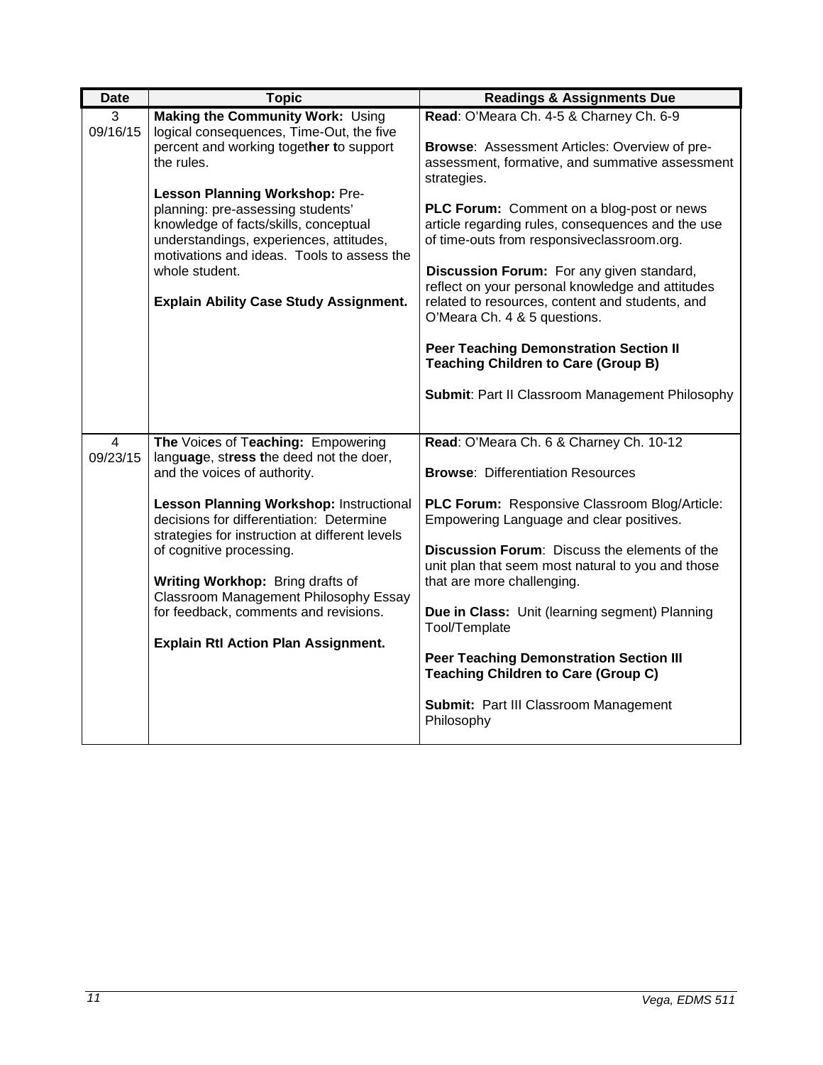| Date | Topic | Readings & Assignments Due |
|---|---|---|
| 3<br>09/16/15 | **Making the Community Work:** Using logical consequences, Time-Out, the five percent and working together to support the rules.<br><br>**Lesson Planning Workshop:** Pre-planning: pre-assessing students' knowledge of facts/skills, conceptual understandings, experiences, attitudes, motivations and ideas. Tools to assess the whole student.<br><br>**Explain Ability Case Study Assignment.** | **Read**: O'Meara Ch. 4-5 & Charney Ch. 6-9<br><br>**Browse**: Assessment Articles: Overview of pre-assessment, formative, and summative assessment strategies.<br><br>**PLC Forum:** Comment on a blog-post or news article regarding rules, consequences and the use of time-outs from responsiveclassroom.org.<br><br>**Discussion Forum:** For any given standard, reflect on your personal knowledge and attitudes related to resources, content and students, and O'Meara Ch. 4 & 5 questions.<br><br>**Peer Teaching Demonstration Section II Teaching Children to Care (Group B)**<br><br>**Submit**: Part II Classroom Management Philosophy |
| 4<br>09/23/15 | **The Voices of Teaching:** Empowering language, stress the deed not the doer, and the voices of authority.<br><br>**Lesson Planning Workshop:** Instructional decisions for differentiation: Determine strategies for instruction at different levels of cognitive processing.<br><br>**Writing Workhop:** Bring drafts of Classroom Management Philosophy Essay for feedback, comments and revisions.<br><br>**Explain RtI Action Plan Assignment.** | **Read**: O'Meara Ch. 6 & Charney Ch. 10-12<br><br>**Browse**: Differentiation Resources<br><br>**PLC Forum:** Responsive Classroom Blog/Article: Empowering Language and clear positives.<br><br>**Discussion Forum**: Discuss the elements of the unit plan that seem most natural to you and those that are more challenging.<br><br>**Due in Class:** Unit (learning segment) Planning Tool/Template<br><br>**Peer Teaching Demonstration Section III Teaching Children to Care (Group C)**<br><br>**Submit:** Part III Classroom Management Philosophy |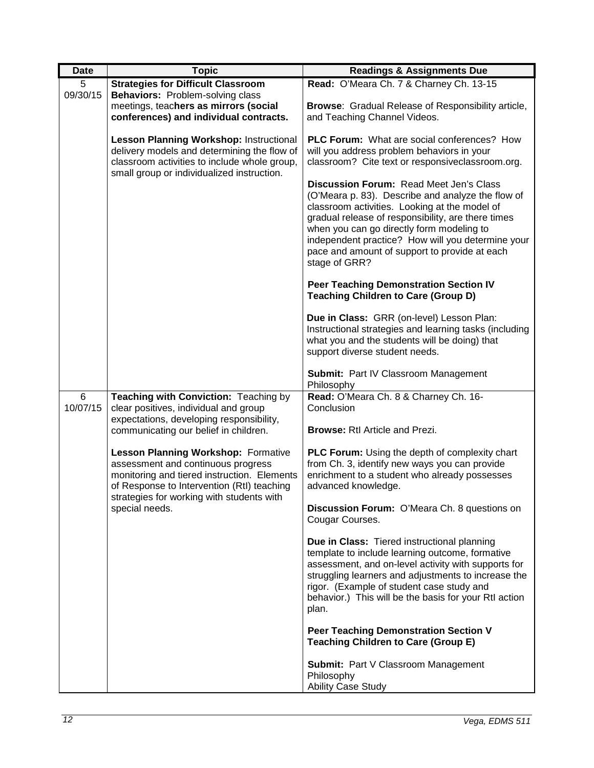| Date | Topic | Readings & Assignments Due |
| --- | --- | --- |
| 5 09/30/15 | **Strategies for Difficult Classroom Behaviors:** Problem-solving class meetings, teac**hers as mirrors (social conferences) and individual contracts.**<br><br>**Lesson Planning Workshop:** Instructional delivery models and determining the flow of classroom activities to include whole group, small group or individualized instruction. | **Read:** O'Meara Ch. 7 & Charney Ch. 13-15<br><br>**Browse**: Gradual Release of Responsibility article, and Teaching Channel Videos.<br><br>**PLC Forum:** What are social conferences? How will you address problem behaviors in your classroom? Cite text or responsiveclassroom.org.<br><br>**Discussion Forum:** Read Meet Jen's Class (O'Meara p. 83). Describe and analyze the flow of classroom activities. Looking at the model of gradual release of responsibility, are there times when you can go directly form modeling to independent practice? How will you determine your pace and amount of support to provide at each stage of GRR?<br><br>**Peer Teaching Demonstration Section IV Teaching Children to Care (Group D)**<br><br>**Due in Class:** GRR (on-level) Lesson Plan: Instructional strategies and learning tasks (including what you and the students will be doing) that support diverse student needs.<br><br>**Submit:** Part IV Classroom Management Philosophy |
| 6 10/07/15 | **Teaching with Conviction:** Teaching by clear positives, individual and group expectations, developing responsibility, communicating our belief in children.<br><br>**Lesson Planning Workshop:** Formative assessment and continuous progress monitoring and tiered instruction. Elements of Response to Intervention (RtI) teaching strategies for working with students with special needs. | **Read:** O'Meara Ch. 8 & Charney Ch. 16-Conclusion<br><br>**Browse:** RtI Article and Prezi.<br><br>**PLC Forum:** Using the depth of complexity chart from Ch. 3, identify new ways you can provide enrichment to a student who already possesses advanced knowledge.<br><br>**Discussion Forum:** O'Meara Ch. 8 questions on Cougar Courses.<br><br>**Due in Class:** Tiered instructional planning template to include learning outcome, formative assessment, and on-level activity with supports for struggling learners and adjustments to increase the rigor. (Example of student case study and behavior.) This will be the basis for your RtI action plan.<br><br>**Peer Teaching Demonstration Section V Teaching Children to Care (Group E)**<br><br>**Submit:** Part V Classroom Management Philosophy<br>Ability Case Study |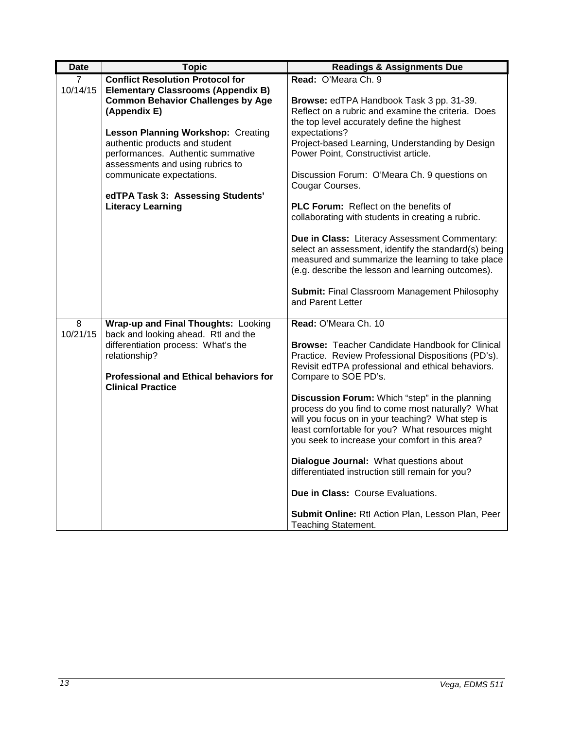| Date | Topic | Readings & Assignments Due |
|---|---|---|
| 7<br>10/14/15 | **Conflict Resolution Protocol for Elementary Classrooms (Appendix B)**<br>**Common Behavior Challenges by Age (Appendix E)**<br><br>**Lesson Planning Workshop:** Creating authentic products and student performances. Authentic summative assessments and using rubrics to communicate expectations.<br><br>**edTPA Task 3: Assessing Students' Literacy Learning** | **Read:** O'Meara Ch. 9<br><br>**Browse:** edTPA Handbook Task 3 pp. 31-39. Reflect on a rubric and examine the criteria. Does the top level accurately define the highest expectations?<br>Project-based Learning, Understanding by Design Power Point, Constructivist article.<br><br>Discussion Forum: O'Meara Ch. 9 questions on Cougar Courses.<br><br>**PLC Forum:** Reflect on the benefits of collaborating with students in creating a rubric.<br><br>**Due in Class:** Literacy Assessment Commentary: select an assessment, identify the standard(s) being measured and summarize the learning to take place (e.g. describe the lesson and learning outcomes).<br><br>**Submit:** Final Classroom Management Philosophy and Parent Letter |
| 8<br>10/21/15 | **Wrap-up and Final Thoughts:** Looking back and looking ahead. RtI and the differentiation process: What's the relationship?<br><br>**Professional and Ethical behaviors for Clinical Practice** | **Read:** O'Meara Ch. 10<br><br>**Browse:** Teacher Candidate Handbook for Clinical Practice. Review Professional Dispositions (PD's). Revisit edTPA professional and ethical behaviors. Compare to SOE PD's.<br><br>**Discussion Forum:** Which "step" in the planning process do you find to come most naturally? What will you focus on in your teaching? What step is least comfortable for you? What resources might you seek to increase your comfort in this area?<br><br>**Dialogue Journal:** What questions about differentiated instruction still remain for you?<br><br>**Due in Class:** Course Evaluations.<br><br>**Submit Online:** RtI Action Plan, Lesson Plan, Peer Teaching Statement. |